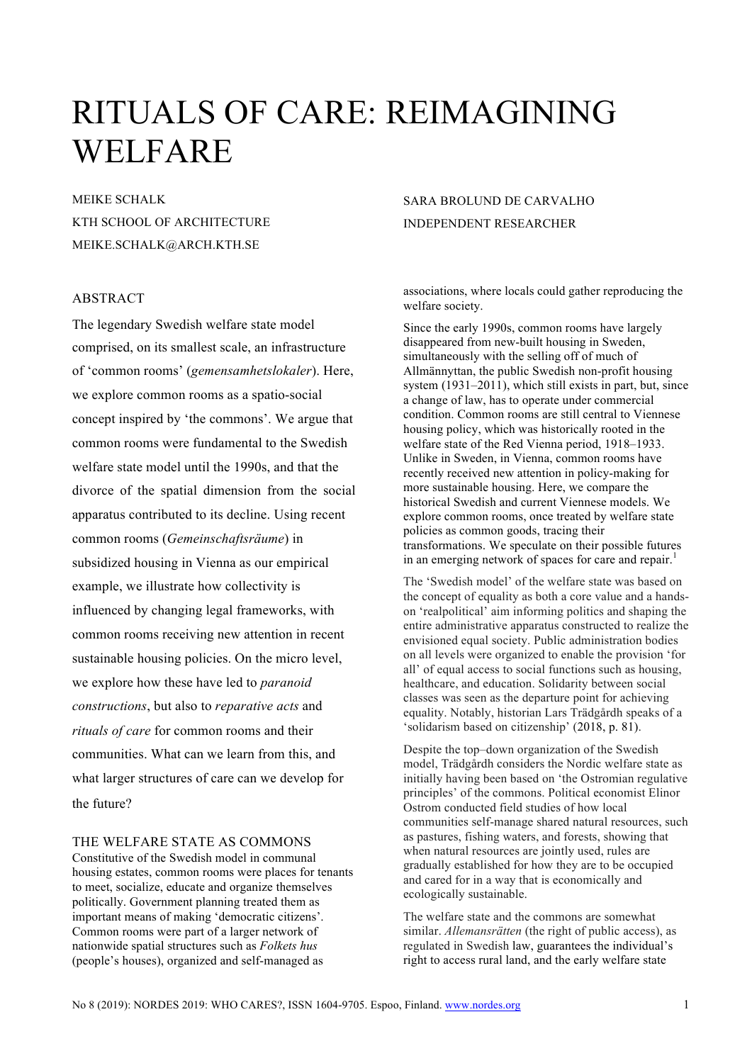# RITUALS OF CARE: REIMAGINING WELFARE

MEIKE SCHALK
KTH SCHOOL OF ARCHITECTURE
MEIKE.SCHALK@ARCH.KTH.SE

SARA BROLUND DE CARVALHO
INDEPENDENT RESEARCHER

## ABSTRACT

The legendary Swedish welfare state model comprised, on its smallest scale, an infrastructure of 'common rooms' (*gemensamhetslokaler*). Here, we explore common rooms as a spatio-social concept inspired by 'the commons'. We argue that common rooms were fundamental to the Swedish welfare state model until the 1990s, and that the divorce of the spatial dimension from the social apparatus contributed to its decline. Using recent common rooms (*Gemeinschaftsräume*) in subsidized housing in Vienna as our empirical example, we illustrate how collectivity is influenced by changing legal frameworks, with common rooms receiving new attention in recent sustainable housing policies. On the micro level, we explore how these have led to *paranoid constructions*, but also to *reparative acts* and *rituals of care* for common rooms and their communities. What can we learn from this, and what larger structures of care can we develop for the future?

## THE WELFARE STATE AS COMMONS

Constitutive of the Swedish model in communal housing estates, common rooms were places for tenants to meet, socialize, educate and organize themselves politically. Government planning treated them as important means of making 'democratic citizens'. Common rooms were part of a larger network of nationwide spatial structures such as *Folkets hus* (people's houses), organized and self-managed as associations, where locals could gather reproducing the welfare society.

Since the early 1990s, common rooms have largely disappeared from new-built housing in Sweden, simultaneously with the selling off of much of Allmännyttan, the public Swedish non-profit housing system (1931–2011), which still exists in part, but, since a change of law, has to operate under commercial condition. Common rooms are still central to Viennese housing policy, which was historically rooted in the welfare state of the Red Vienna period, 1918–1933. Unlike in Sweden, in Vienna, common rooms have recently received new attention in policy-making for more sustainable housing. Here, we compare the historical Swedish and current Viennese models. We explore common rooms, once treated by welfare state policies as common goods, tracing their transformations. We speculate on their possible futures in an emerging network of spaces for care and repair.[1]

The 'Swedish model' of the welfare state was based on the concept of equality as both a core value and a hands-on 'realpolitical' aim informing politics and shaping the entire administrative apparatus constructed to realize the envisioned equal society. Public administration bodies on all levels were organized to enable the provision 'for all' of equal access to social functions such as housing, healthcare, and education. Solidarity between social classes was seen as the departure point for achieving equality. Notably, historian Lars Trädgårdh speaks of a 'solidarism based on citizenship' (2018, p. 81).

Despite the top–down organization of the Swedish model, Trädgårdh considers the Nordic welfare state as initially having been based on 'the Ostromian regulative principles' of the commons. Political economist Elinor Ostrom conducted field studies of how local communities self-manage shared natural resources, such as pastures, fishing waters, and forests, showing that when natural resources are jointly used, rules are gradually established for how they are to be occupied and cared for in a way that is economically and ecologically sustainable.

The welfare state and the commons are somewhat similar. *Allemansrätten* (the right of public access), as regulated in Swedish law, guarantees the individual's right to access rural land, and the early welfare state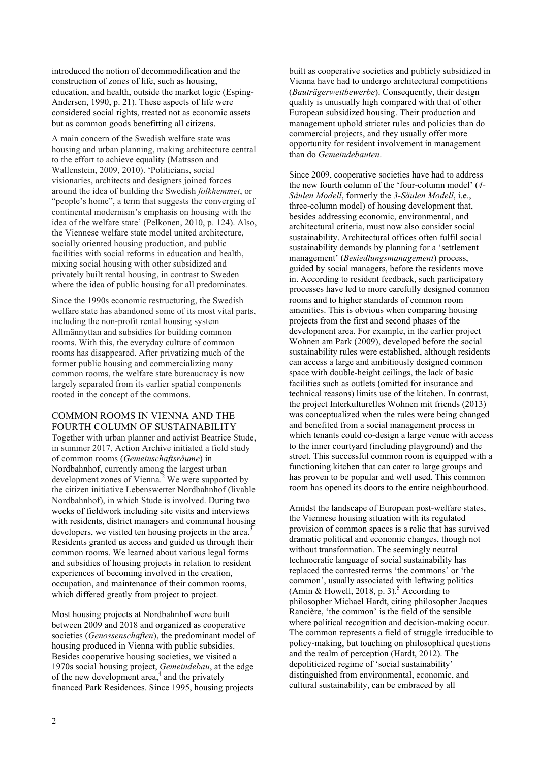introduced the notion of decommodification and the construction of zones of life, such as housing, education, and health, outside the market logic (Esping-Andersen, 1990, p. 21). These aspects of life were considered social rights, treated not as economic assets but as common goods benefitting all citizens.

A main concern of the Swedish welfare state was housing and urban planning, making architecture central to the effort to achieve equality (Mattsson and Wallenstein, 2009, 2010). 'Politicians, social visionaries, architects and designers joined forces around the idea of building the Swedish *folkhemmet*, or "people's home", a term that suggests the converging of continental modernism's emphasis on housing with the idea of the welfare state' (Pelkonen, 2010, p. 124). Also, the Viennese welfare state model united architecture, socially oriented housing production, and public facilities with social reforms in education and health, mixing social housing with other subsidized and privately built rental housing, in contrast to Sweden where the idea of public housing for all predominates.

Since the 1990s economic restructuring, the Swedish welfare state has abandoned some of its most vital parts, including the non-profit rental housing system Allmännyttan and subsidies for building common rooms. With this, the everyday culture of common rooms has disappeared. After privatizing much of the former public housing and commercializing many common rooms, the welfare state bureaucracy is now largely separated from its earlier spatial components rooted in the concept of the commons.

## COMMON ROOMS IN VIENNA AND THE FOURTH COLUMN OF SUSTAINABILITY

Together with urban planner and activist Beatrice Stude, in summer 2017, Action Archive initiated a field study of common rooms (*Gemeinschaftsräume*) in Nordbahnhof, currently among the largest urban development zones of Vienna.[2] We were supported by the citizen initiative Lebenswerter Nordbahnhof (livable Nordbahnhof), in which Stude is involved. During two weeks of fieldwork including site visits and interviews with residents, district managers and communal housing developers, we visited ten housing projects in the area.[3] Residents granted us access and guided us through their common rooms. We learned about various legal forms and subsidies of housing projects in relation to resident experiences of becoming involved in the creation, occupation, and maintenance of their common rooms, which differed greatly from project to project.

Most housing projects at Nordbahnhof were built between 2009 and 2018 and organized as cooperative societies (*Genossenschaften*), the predominant model of housing produced in Vienna with public subsidies. Besides cooperative housing societies, we visited a 1970s social housing project, *Gemeindebau*, at the edge of the new development area,[4] and the privately financed Park Residences. Since 1995, housing projects built as cooperative societies and publicly subsidized in Vienna have had to undergo architectural competitions (*Bauträgerwettbewerbe*). Consequently, their design quality is unusually high compared with that of other European subsidized housing. Their production and management uphold stricter rules and policies than do commercial projects, and they usually offer more opportunity for resident involvement in management than do *Gemeindebauten*.

Since 2009, cooperative societies have had to address the new fourth column of the 'four-column model' (*4-Säulen Modell*, formerly the *3-Säulen Modell*, i.e., three-column model) of housing development that, besides addressing economic, environmental, and architectural criteria, must now also consider social sustainability. Architectural offices often fulfil social sustainability demands by planning for a 'settlement management' (*Besiedlungsmanagement*) process, guided by social managers, before the residents move in. According to resident feedback, such participatory processes have led to more carefully designed common rooms and to higher standards of common room amenities. This is obvious when comparing housing projects from the first and second phases of the development area. For example, in the earlier project Wohnen am Park (2009), developed before the social sustainability rules were established, although residents can access a large and ambitiously designed common space with double-height ceilings, the lack of basic facilities such as outlets (omitted for insurance and technical reasons) limits use of the kitchen. In contrast, the project Interkulturelles Wohnen mit friends (2013) was conceptualized when the rules were being changed and benefited from a social management process in which tenants could co-design a large venue with access to the inner courtyard (including playground) and the street. This successful common room is equipped with a functioning kitchen that can cater to large groups and has proven to be popular and well used. This common room has opened its doors to the entire neighbourhood.

Amidst the landscape of European post-welfare states, the Viennese housing situation with its regulated provision of common spaces is a relic that has survived dramatic political and economic changes, though not without transformation. The seemingly neutral technocratic language of social sustainability has replaced the contested terms 'the commons' or 'the common', usually associated with leftwing politics (Amin & Howell, 2018, p. 3).[5] According to philosopher Michael Hardt, citing philosopher Jacques Rancière, 'the common' is the field of the sensible where political recognition and decision-making occur. The common represents a field of struggle irreducible to policy-making, but touching on philosophical questions and the realm of perception (Hardt, 2012). The depoliticized regime of 'social sustainability' distinguished from environmental, economic, and cultural sustainability, can be embraced by all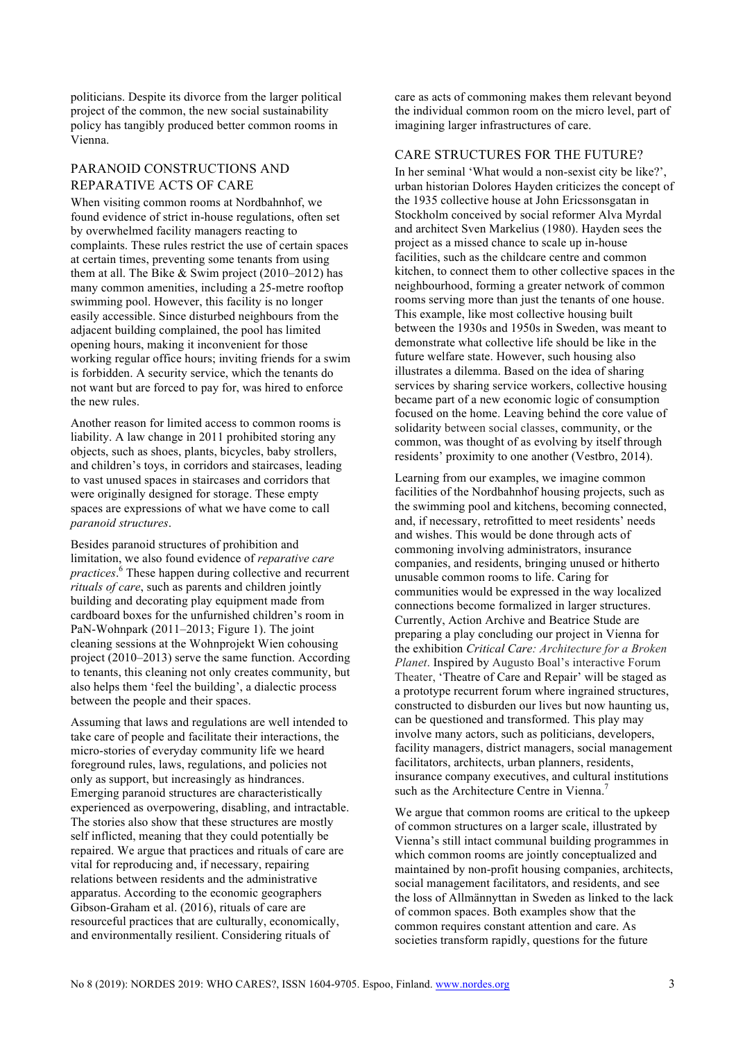politicians. Despite its divorce from the larger political project of the common, the new social sustainability policy has tangibly produced better common rooms in Vienna.

## PARANOID CONSTRUCTIONS AND REPARATIVE ACTS OF CARE

When visiting common rooms at Nordbahnhof, we found evidence of strict in-house regulations, often set by overwhelmed facility managers reacting to complaints. These rules restrict the use of certain spaces at certain times, preventing some tenants from using them at all. The Bike & Swim project (2010–2012) has many common amenities, including a 25-metre rooftop swimming pool. However, this facility is no longer easily accessible. Since disturbed neighbours from the adjacent building complained, the pool has limited opening hours, making it inconvenient for those working regular office hours; inviting friends for a swim is forbidden. A security service, which the tenants do not want but are forced to pay for, was hired to enforce the new rules.

Another reason for limited access to common rooms is liability. A law change in 2011 prohibited storing any objects, such as shoes, plants, bicycles, baby strollers, and children's toys, in corridors and staircases, leading to vast unused spaces in staircases and corridors that were originally designed for storage. These empty spaces are expressions of what we have come to call *paranoid structures*.

Besides paranoid structures of prohibition and limitation, we also found evidence of *reparative care practices*.[6] These happen during collective and recurrent *rituals of care*, such as parents and children jointly building and decorating play equipment made from cardboard boxes for the unfurnished children's room in PaN-Wohnpark (2011–2013; Figure 1). The joint cleaning sessions at the Wohnprojekt Wien cohousing project (2010–2013) serve the same function. According to tenants, this cleaning not only creates community, but also helps them 'feel the building', a dialectic process between the people and their spaces.

Assuming that laws and regulations are well intended to take care of people and facilitate their interactions, the micro-stories of everyday community life we heard foreground rules, laws, regulations, and policies not only as support, but increasingly as hindrances. Emerging paranoid structures are characteristically experienced as overpowering, disabling, and intractable. The stories also show that these structures are mostly self inflicted, meaning that they could potentially be repaired. We argue that practices and rituals of care are vital for reproducing and, if necessary, repairing relations between residents and the administrative apparatus. According to the economic geographers Gibson-Graham et al. (2016), rituals of care are resourceful practices that are culturally, economically, and environmentally resilient. Considering rituals of care as acts of commoning makes them relevant beyond the individual common room on the micro level, part of imagining larger infrastructures of care.

## CARE STRUCTURES FOR THE FUTURE?

In her seminal 'What would a non-sexist city be like?', urban historian Dolores Hayden criticizes the concept of the 1935 collective house at John Ericssonsgatan in Stockholm conceived by social reformer Alva Myrdal and architect Sven Markelius (1980). Hayden sees the project as a missed chance to scale up in-house facilities, such as the childcare centre and common kitchen, to connect them to other collective spaces in the neighbourhood, forming a greater network of common rooms serving more than just the tenants of one house. This example, like most collective housing built between the 1930s and 1950s in Sweden, was meant to demonstrate what collective life should be like in the future welfare state. However, such housing also illustrates a dilemma. Based on the idea of sharing services by sharing service workers, collective housing became part of a new economic logic of consumption focused on the home. Leaving behind the core value of solidarity between social classes, community, or the common, was thought of as evolving by itself through residents' proximity to one another (Vestbro, 2014).

Learning from our examples, we imagine common facilities of the Nordbahnhof housing projects, such as the swimming pool and kitchens, becoming connected, and, if necessary, retrofitted to meet residents' needs and wishes. This would be done through acts of commoning involving administrators, insurance companies, and residents, bringing unused or hitherto unusable common rooms to life. Caring for communities would be expressed in the way localized connections become formalized in larger structures. Currently, Action Archive and Beatrice Stude are preparing a play concluding our project in Vienna for the exhibition *Critical Care: Architecture for a Broken Planet*. Inspired by Augusto Boal's interactive Forum Theater, 'Theatre of Care and Repair' will be staged as a prototype recurrent forum where ingrained structures, constructed to disburden our lives but now haunting us, can be questioned and transformed. This play may involve many actors, such as politicians, developers, facility managers, district managers, social management facilitators, architects, urban planners, residents, insurance company executives, and cultural institutions such as the Architecture Centre in Vienna.[7]

We argue that common rooms are critical to the upkeep of common structures on a larger scale, illustrated by Vienna's still intact communal building programmes in which common rooms are jointly conceptualized and maintained by non-profit housing companies, architects, social management facilitators, and residents, and see the loss of Allmännyttan in Sweden as linked to the lack of common spaces. Both examples show that the common requires constant attention and care. As societies transform rapidly, questions for the future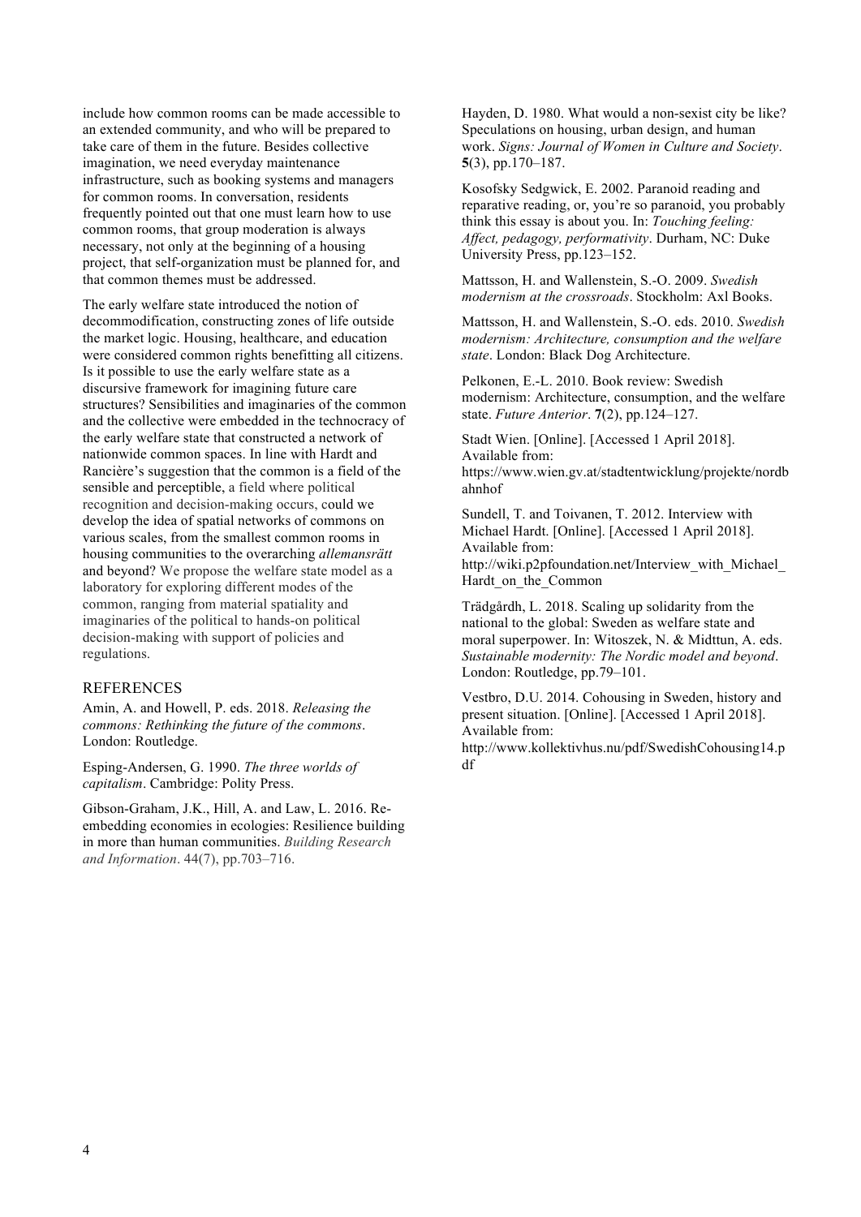include how common rooms can be made accessible to an extended community, and who will be prepared to take care of them in the future. Besides collective imagination, we need everyday maintenance infrastructure, such as booking systems and managers for common rooms. In conversation, residents frequently pointed out that one must learn how to use common rooms, that group moderation is always necessary, not only at the beginning of a housing project, that self-organization must be planned for, and that common themes must be addressed.

The early welfare state introduced the notion of decommodification, constructing zones of life outside the market logic. Housing, healthcare, and education were considered common rights benefitting all citizens. Is it possible to use the early welfare state as a discursive framework for imagining future care structures? Sensibilities and imaginaries of the common and the collective were embedded in the technocracy of the early welfare state that constructed a network of nationwide common spaces. In line with Hardt and Rancière's suggestion that the common is a field of the sensible and perceptible, a field where political recognition and decision-making occurs, could we develop the idea of spatial networks of commons on various scales, from the smallest common rooms in housing communities to the overarching *allemansrätt* and beyond? We propose the welfare state model as a laboratory for exploring different modes of the common, ranging from material spatiality and imaginaries of the political to hands-on political decision-making with support of policies and regulations.

## REFERENCES

Amin, A. and Howell, P. eds. 2018. *Releasing the commons: Rethinking the future of the commons*. London: Routledge.

Esping-Andersen, G. 1990. *The three worlds of capitalism*. Cambridge: Polity Press.

Gibson-Graham, J.K., Hill, A. and Law, L. 2016. Re-embedding economies in ecologies: Resilience building in more than human communities. *Building Research and Information*. 44(7), pp.703–716.

Hayden, D. 1980. What would a non-sexist city be like? Speculations on housing, urban design, and human work. *Signs: Journal of Women in Culture and Society*. **5**(3), pp.170–187.

Kosofsky Sedgwick, E. 2002. Paranoid reading and reparative reading, or, you're so paranoid, you probably think this essay is about you. In: *Touching feeling: Affect, pedagogy, performativity*. Durham, NC: Duke University Press, pp.123–152.

Mattsson, H. and Wallenstein, S.-O. 2009. *Swedish modernism at the crossroads*. Stockholm: Axl Books.

Mattsson, H. and Wallenstein, S.-O. eds. 2010. *Swedish modernism: Architecture, consumption and the welfare state*. London: Black Dog Architecture.

Pelkonen, E.-L. 2010. Book review: Swedish modernism: Architecture, consumption, and the welfare state. *Future Anterior*. **7**(2), pp.124–127.

Stadt Wien. [Online]. [Accessed 1 April 2018]. Available from: https://www.wien.gv.at/stadtentwicklung/projekte/nordbahnhof

Sundell, T. and Toivanen, T. 2012. Interview with Michael Hardt. [Online]. [Accessed 1 April 2018]. Available from: http://wiki.p2pfoundation.net/Interview_with_Michael_Hardt_on_the_Common

Trädgårdh, L. 2018. Scaling up solidarity from the national to the global: Sweden as welfare state and moral superpower. In: Witoszek, N. & Midttun, A. eds. *Sustainable modernity: The Nordic model and beyond*. London: Routledge, pp.79–101.

Vestbro, D.U. 2014. Cohousing in Sweden, history and present situation. [Online]. [Accessed 1 April 2018]. Available from: http://www.kollektivhus.nu/pdf/SwedishCohousing14.pdf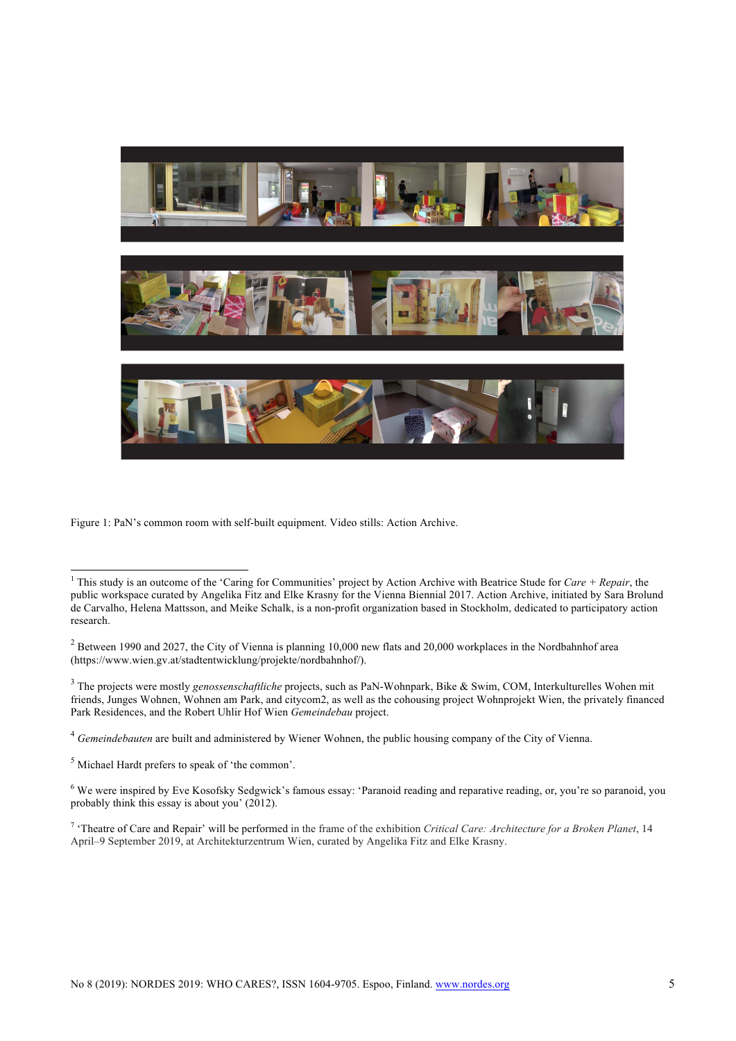Figure 1: PaN's common room with self-built equipment. Video stills: Action Archive.

---

[1] This study is an outcome of the 'Caring for Communities' project by Action Archive with Beatrice Stude for *Care + Repair*, the public workspace curated by Angelika Fitz and Elke Krasny for the Vienna Biennial 2017. Action Archive, initiated by Sara Brolund de Carvalho, Helena Mattsson, and Meike Schalk, is a non-profit organization based in Stockholm, dedicated to participatory action research.

[2] Between 1990 and 2027, the City of Vienna is planning 10,000 new flats and 20,000 workplaces in the Nordbahnhof area (https://www.wien.gv.at/stadtentwicklung/projekte/nordbahnhof/).

[3] The projects were mostly *genossenschaftliche* projects, such as PaN-Wohnpark, Bike & Swim, COM, Interkulturelles Wohen mit friends, Junges Wohnen, Wohnen am Park, and citycom2, as well as the cohousing project Wohnprojekt Wien, the privately financed Park Residences, and the Robert Uhlir Hof Wien *Gemeindebau* project.

[4] *Gemeindebauten* are built and administered by Wiener Wohnen, the public housing company of the City of Vienna.

[5] Michael Hardt prefers to speak of 'the common'.

[6] We were inspired by Eve Kosofsky Sedgwick's famous essay: 'Paranoid reading and reparative reading, or, you're so paranoid, you probably think this essay is about you' (2012).

[7] 'Theatre of Care and Repair' will be performed in the frame of the exhibition *Critical Care: Architecture for a Broken Planet*, 14 April–9 September 2019, at Architekturzentrum Wien, curated by Angelika Fitz and Elke Krasny.